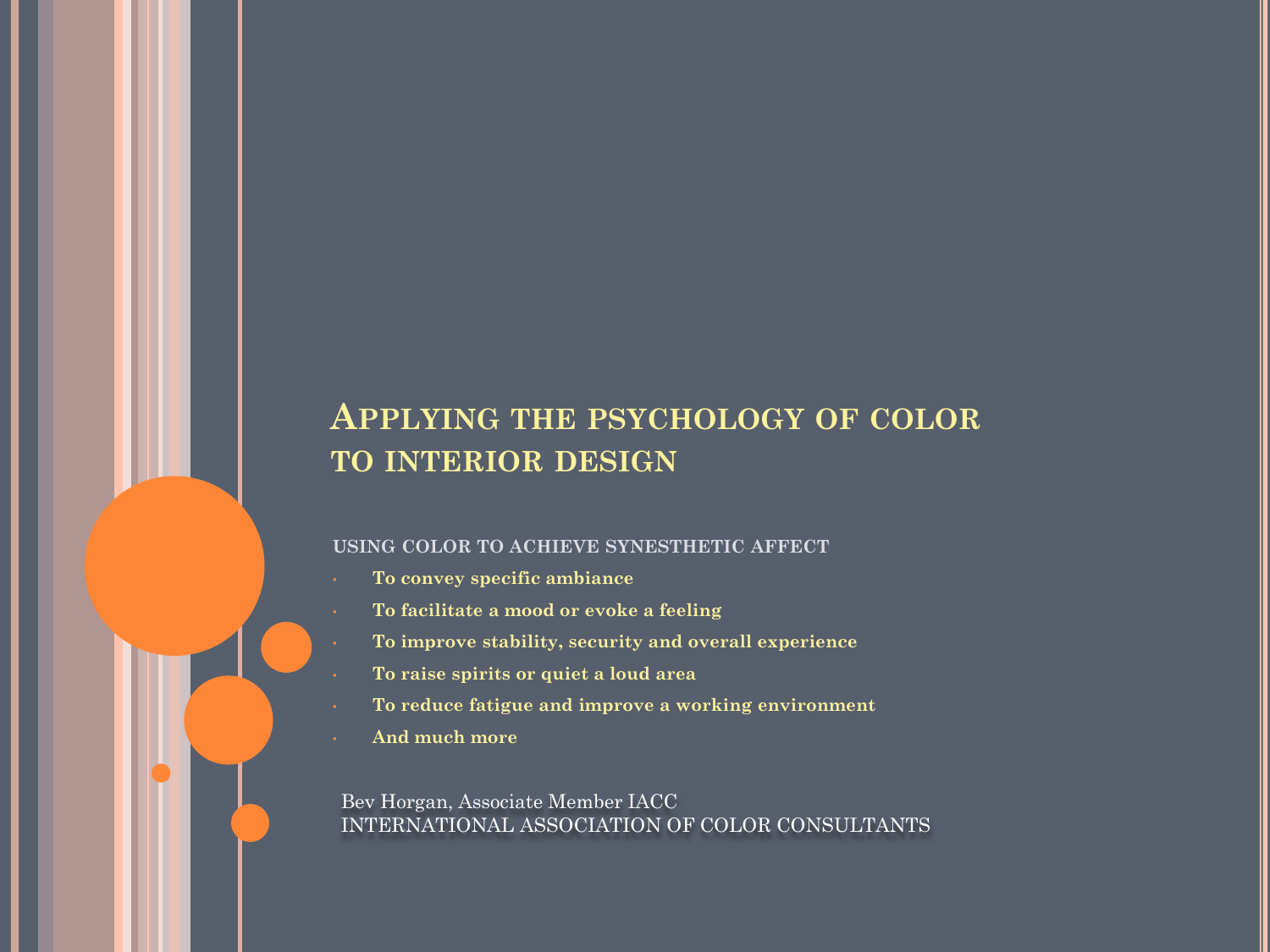# Applying the psychology of color to interior design

USING COLOR TO ACHIEVE SYNESTHETIC AFFECT

- **To convey specific ambiance**
- **To facilitate a mood or evoke a feeling**
- **To improve stability, security and overall experience**
- **To raise spirits or quiet a loud area**
- **To reduce fatigue and improve a working environment**
- **And much more**

Bev Horgan, Associate Member IACC
INTERNATIONAL ASSOCIATION OF COLOR CONSULTANTS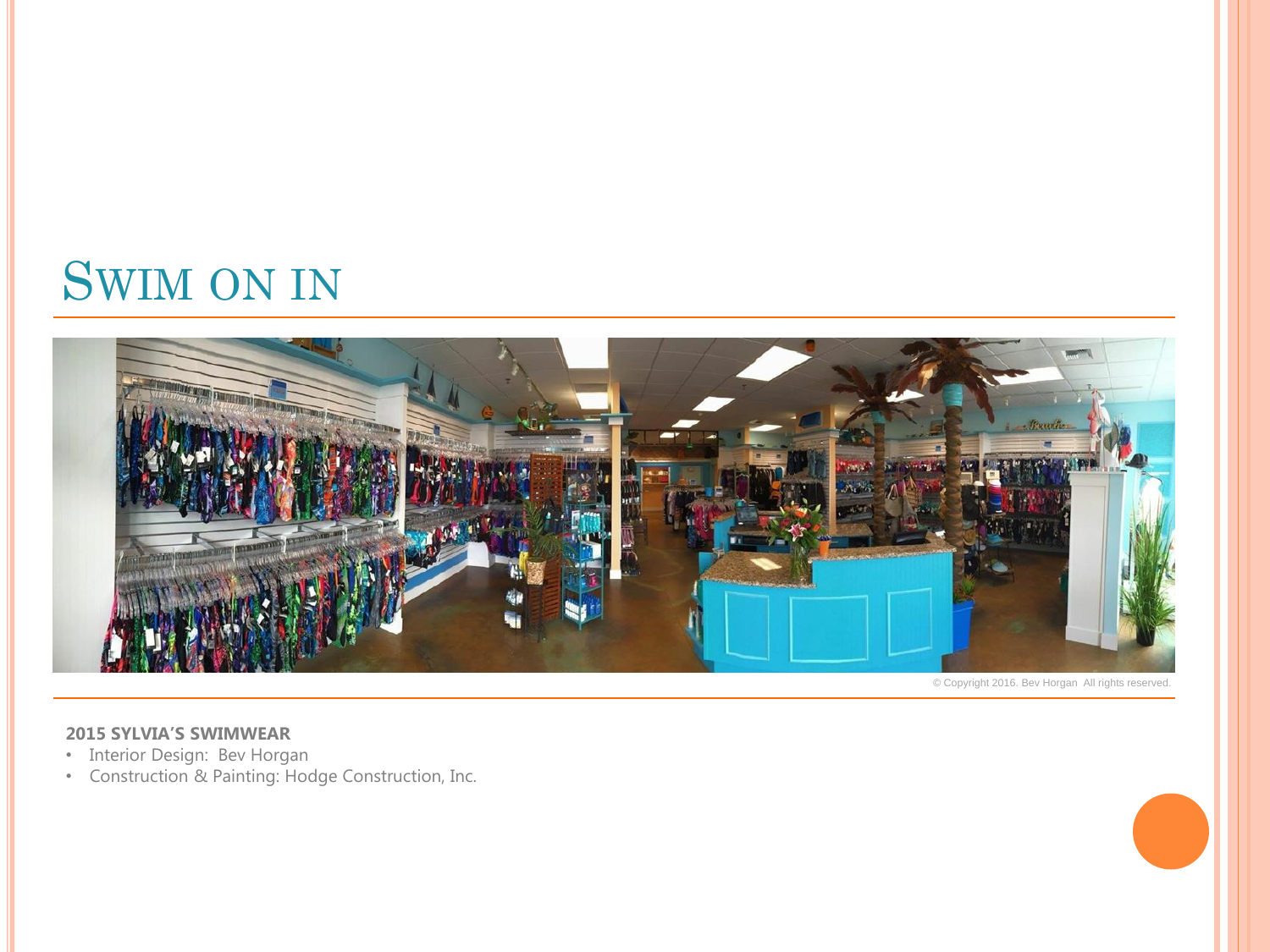# Swim on in

© Copyright 2016. Bev Horgan All rights reserved.

**2015 SYLVIA'S SWIMWEAR**

- Interior Design: Bev Horgan
- Construction & Painting: Hodge Construction, Inc.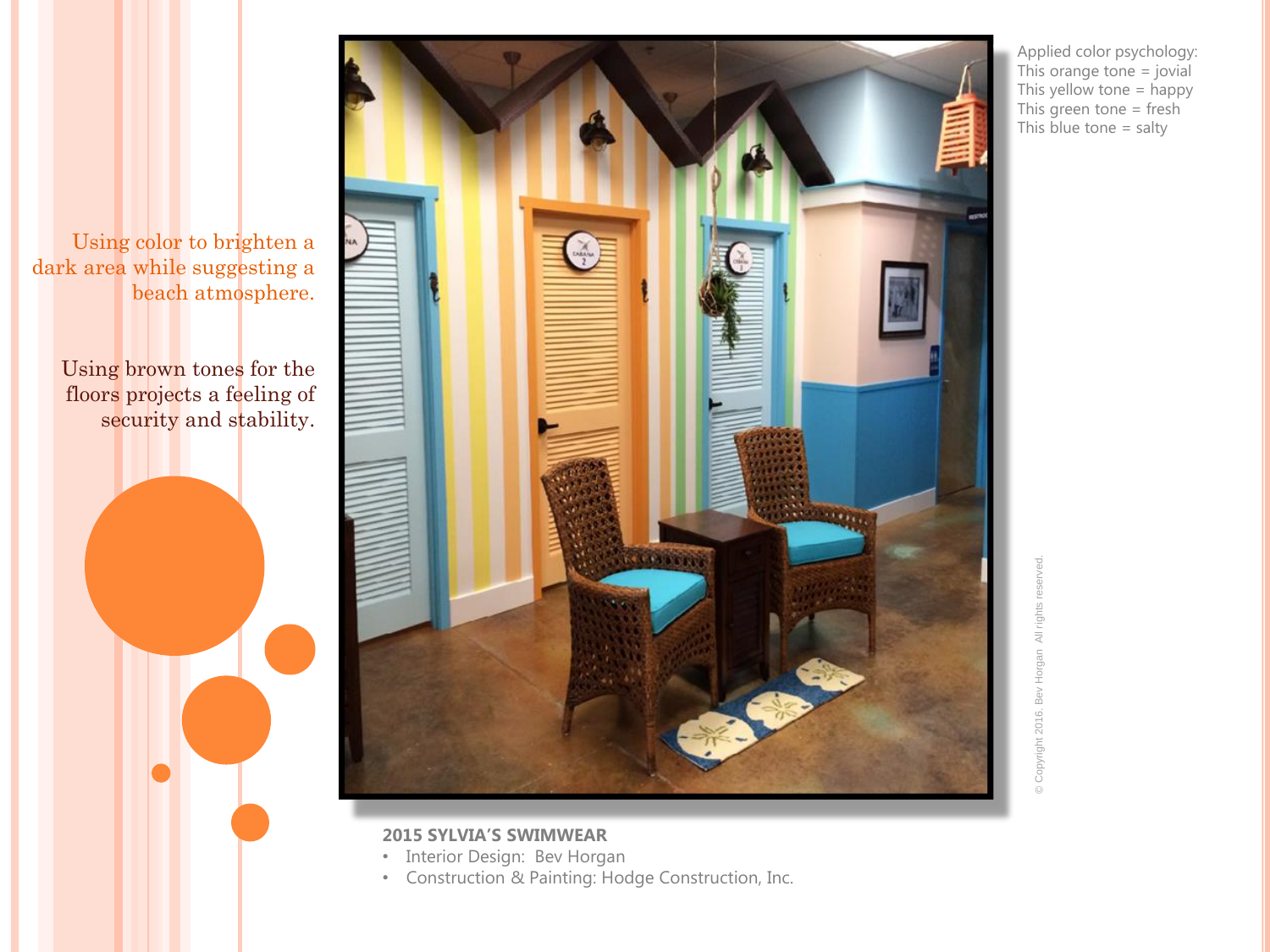Using color to brighten a dark area while suggesting a beach atmosphere.

Using brown tones for the floors projects a feeling of security and stability.

Applied color psychology:
This orange tone = jovial
This yellow tone = happy
This green tone = fresh
This blue tone = salty

**2015 SYLVIA'S SWIMWEAR**

- Interior Design: Bev Horgan
- Construction & Painting: Hodge Construction, Inc.

© Copyright 2016. Bev Horgan All rights reserved.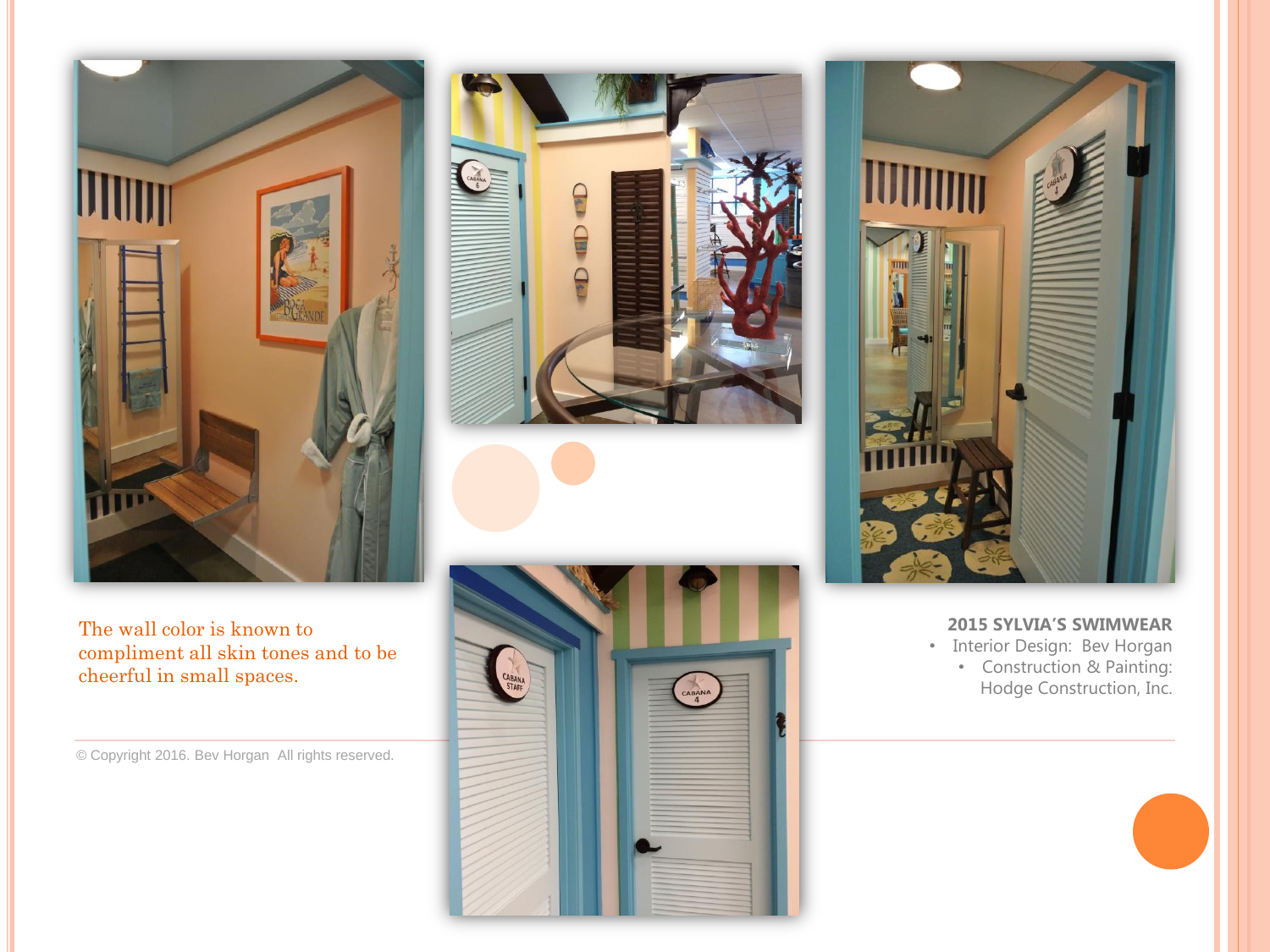The wall color is known to compliment all skin tones and to be cheerful in small spaces.

© Copyright 2016. Bev Horgan All rights reserved.

**2015 SYLVIA'S SWIMWEAR**

- Interior Design: Bev Horgan
  - Construction & Painting: Hodge Construction, Inc.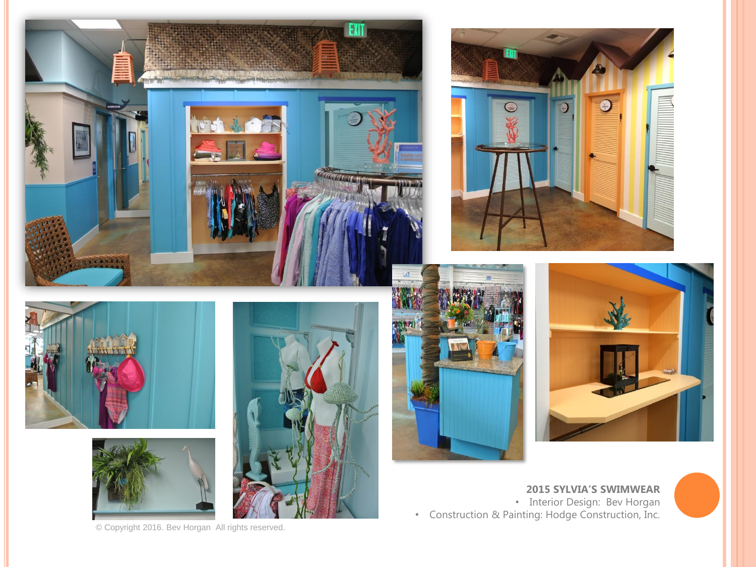**2015 SYLVIA'S SWIMWEAR**

- Interior Design: Bev Horgan
- Construction & Painting: Hodge Construction, Inc.

© Copyright 2016. Bev Horgan All rights reserved.